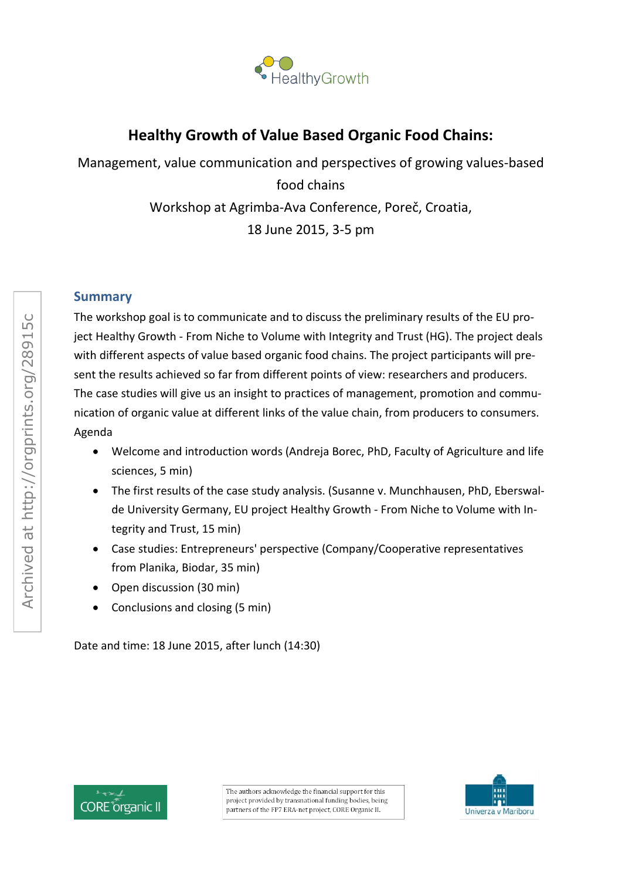HealthyGrowth

# Healthy Growth of Value Based Organic Food Chains:

Management, value communication and perspectives of growing values-based food chains

Workshop at Agrimba-Ava Conference, Poreč, Croatia,

18 June 2015, 3-5 pm

Archived at http://orgprints.org/28915c

## Summary

The workshop goal is to communicate and to discuss the preliminary results of the EU project Healthy Growth - From Niche to Volume with Integrity and Trust (HG). The project deals with different aspects of value based organic food chains. The project participants will present the results achieved so far from different points of view: researchers and producers. The case studies will give us an insight to practices of management, promotion and communication of organic value at different links of the value chain, from producers to consumers.

Agenda

- Welcome and introduction words (Andreja Borec, PhD, Faculty of Agriculture and life sciences, 5 min)
- The first results of the case study analysis. (Susanne v. Munchhausen, PhD, Eberswalde University Germany, EU project Healthy Growth - From Niche to Volume with Integrity and Trust, 15 min)
- Case studies: Entrepreneurs' perspective (Company/Cooperative representatives from Planika, Biodar, 35 min)
- Open discussion (30 min)
- Conclusions and closing (5 min)

Date and time: 18 June 2015, after lunch (14:30)

CORE organic II

The authors acknowledge the financial support for this project provided by transnational funding bodies, being partners of the FP7 ERA-net project, CORE Organic II.

Univerza v Mariboru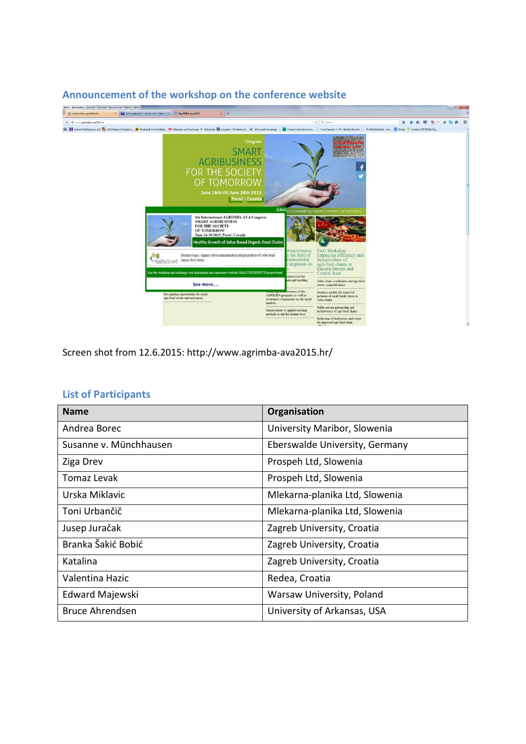## Announcement of the workshop on the conference website

Screen shot from 12.6.2015: http://www.agrimba-ava2015.hr/

## List of Participants

| Name | Organisation |
|---|---|
| Andrea Borec | University Maribor, Slowenia |
| Susanne v. Münchhausen | Eberswalde University, Germany |
| Ziga Drev | Prospeh Ltd, Slowenia |
| Tomaz Levak | Prospeh Ltd, Slowenia |
| Urska Miklavic | Mlekarna-planika Ltd, Slowenia |
| Toni Urbančič | Mlekarna-planika Ltd, Slowenia |
| Jusep Juračak | Zagreb University, Croatia |
| Branka Šakić Bobić | Zagreb University, Croatia |
| Katalina | Zagreb University, Croatia |
| Valentina Hazic | Redea, Croatia |
| Edward Majewski | Warsaw University, Poland |
| Bruce Ahrendsen | University of Arkansas, USA |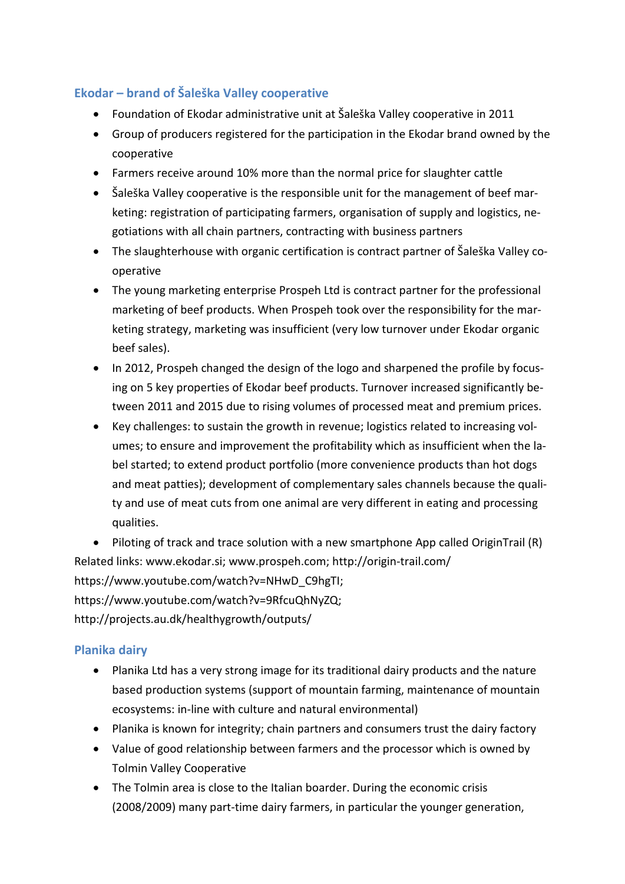### Ekodar – brand of Šaleška Valley cooperative

- Foundation of Ekodar administrative unit at Šaleška Valley cooperative in 2011
- Group of producers registered for the participation in the Ekodar brand owned by the cooperative
- Farmers receive around 10% more than the normal price for slaughter cattle
- Šaleška Valley cooperative is the responsible unit for the management of beef marketing: registration of participating farmers, organisation of supply and logistics, negotiations with all chain partners, contracting with business partners
- The slaughterhouse with organic certification is contract partner of Šaleška Valley cooperative
- The young marketing enterprise Prospeh Ltd is contract partner for the professional marketing of beef products. When Prospeh took over the responsibility for the marketing strategy, marketing was insufficient (very low turnover under Ekodar organic beef sales).
- In 2012, Prospeh changed the design of the logo and sharpened the profile by focusing on 5 key properties of Ekodar beef products. Turnover increased significantly between 2011 and 2015 due to rising volumes of processed meat and premium prices.
- Key challenges: to sustain the growth in revenue; logistics related to increasing volumes; to ensure and improvement the profitability which as insufficient when the label started; to extend product portfolio (more convenience products than hot dogs and meat patties); development of complementary sales channels because the quality and use of meat cuts from one animal are very different in eating and processing qualities.
- Piloting of track and trace solution with a new smartphone App called OriginTrail (R)

Related links: www.ekodar.si; www.prospeh.com; http://origin-trail.com/
https://www.youtube.com/watch?v=NHwD_C9hgTI;
https://www.youtube.com/watch?v=9RfcuQhNyZQ;
http://projects.au.dk/healthygrowth/outputs/

### Planika dairy

- Planika Ltd has a very strong image for its traditional dairy products and the nature based production systems (support of mountain farming, maintenance of mountain ecosystems: in-line with culture and natural environmental)
- Planika is known for integrity; chain partners and consumers trust the dairy factory
- Value of good relationship between farmers and the processor which is owned by Tolmin Valley Cooperative
- The Tolmin area is close to the Italian boarder. During the economic crisis (2008/2009) many part-time dairy farmers, in particular the younger generation,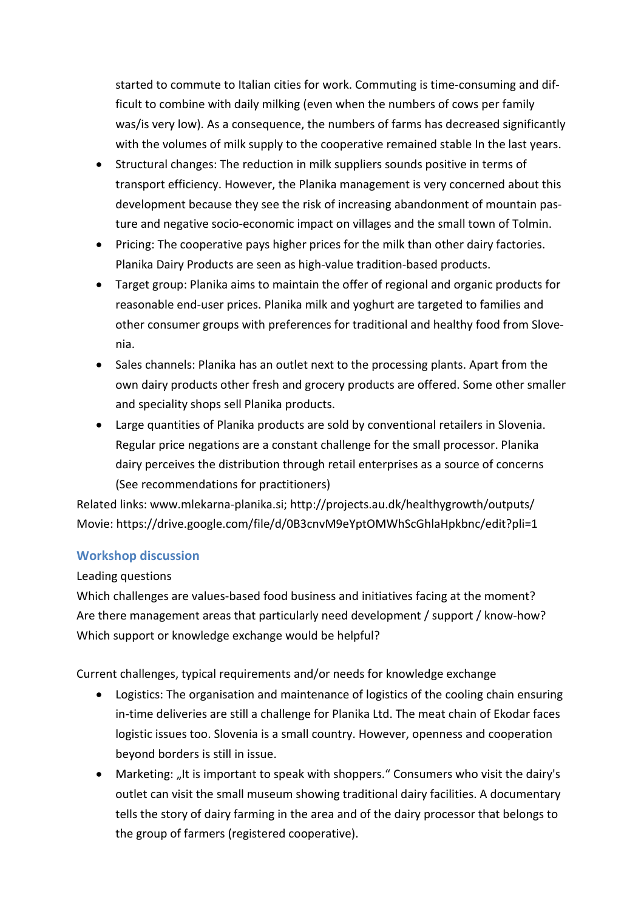started to commute to Italian cities for work. Commuting is time-consuming and difficult to combine with daily milking (even when the numbers of cows per family was/is very low). As a consequence, the numbers of farms has decreased significantly with the volumes of milk supply to the cooperative remained stable In the last years.

- Structural changes: The reduction in milk suppliers sounds positive in terms of transport efficiency. However, the Planika management is very concerned about this development because they see the risk of increasing abandonment of mountain pasture and negative socio-economic impact on villages and the small town of Tolmin.
- Pricing: The cooperative pays higher prices for the milk than other dairy factories. Planika Dairy Products are seen as high-value tradition-based products.
- Target group: Planika aims to maintain the offer of regional and organic products for reasonable end-user prices. Planika milk and yoghurt are targeted to families and other consumer groups with preferences for traditional and healthy food from Slovenia.
- Sales channels: Planika has an outlet next to the processing plants. Apart from the own dairy products other fresh and grocery products are offered. Some other smaller and speciality shops sell Planika products.
- Large quantities of Planika products are sold by conventional retailers in Slovenia. Regular price negations are a constant challenge for the small processor. Planika dairy perceives the distribution through retail enterprises as a source of concerns (See recommendations for practitioners)

Related links: www.mlekarna-planika.si; http://projects.au.dk/healthygrowth/outputs/
Movie: https://drive.google.com/file/d/0B3cnvM9eYptOMWhScGhlaHpkbnc/edit?pli=1

## Workshop discussion

Leading questions

Which challenges are values-based food business and initiatives facing at the moment?
Are there management areas that particularly need development / support / know-how?
Which support or knowledge exchange would be helpful?

Current challenges, typical requirements and/or needs for knowledge exchange

- Logistics: The organisation and maintenance of logistics of the cooling chain ensuring in-time deliveries are still a challenge for Planika Ltd. The meat chain of Ekodar faces logistic issues too. Slovenia is a small country. However, openness and cooperation beyond borders is still in issue.
- Marketing: „It is important to speak with shoppers." Consumers who visit the dairy's outlet can visit the small museum showing traditional dairy facilities. A documentary tells the story of dairy farming in the area and of the dairy processor that belongs to the group of farmers (registered cooperative).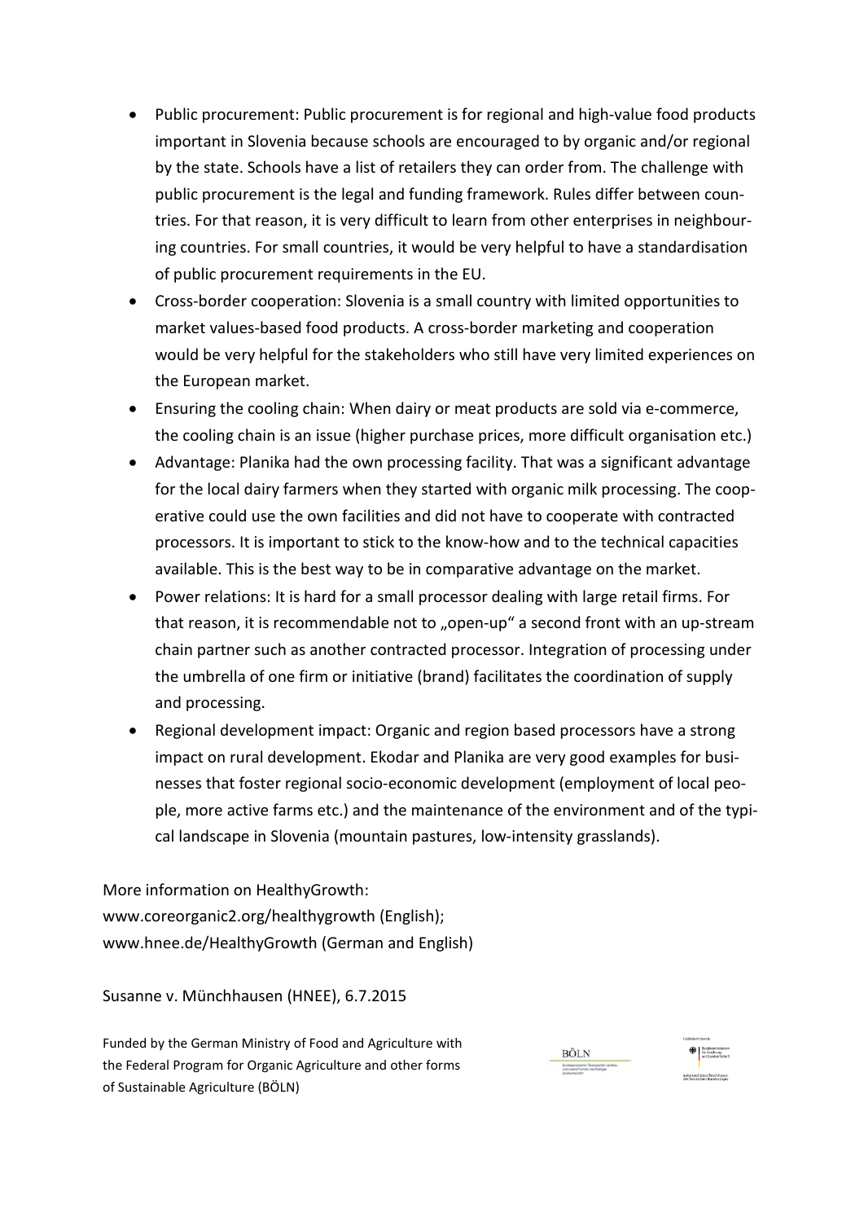- Public procurement: Public procurement is for regional and high-value food products important in Slovenia because schools are encouraged to by organic and/or regional by the state. Schools have a list of retailers they can order from. The challenge with public procurement is the legal and funding framework. Rules differ between countries. For that reason, it is very difficult to learn from other enterprises in neighbouring countries. For small countries, it would be very helpful to have a standardisation of public procurement requirements in the EU.
- Cross-border cooperation: Slovenia is a small country with limited opportunities to market values-based food products. A cross-border marketing and cooperation would be very helpful for the stakeholders who still have very limited experiences on the European market.
- Ensuring the cooling chain: When dairy or meat products are sold via e-commerce, the cooling chain is an issue (higher purchase prices, more difficult organisation etc.)
- Advantage: Planika had the own processing facility. That was a significant advantage for the local dairy farmers when they started with organic milk processing. The cooperative could use the own facilities and did not have to cooperate with contracted processors. It is important to stick to the know-how and to the technical capacities available. This is the best way to be in comparative advantage on the market.
- Power relations: It is hard for a small processor dealing with large retail firms. For that reason, it is recommendable not to „open-up" a second front with an up-stream chain partner such as another contracted processor. Integration of processing under the umbrella of one firm or initiative (brand) facilitates the coordination of supply and processing.
- Regional development impact: Organic and region based processors have a strong impact on rural development. Ekodar and Planika are very good examples for businesses that foster regional socio-economic development (employment of local people, more active farms etc.) and the maintenance of the environment and of the typical landscape in Slovenia (mountain pastures, low-intensity grasslands).

More information on HealthyGrowth:
www.coreorganic2.org/healthygrowth (English);
www.hnee.de/HealthyGrowth (German and English)

Susanne v. Münchhausen (HNEE), 6.7.2015

Funded by the German Ministry of Food and Agriculture with the Federal Program for Organic Agriculture and other forms of Sustainable Agriculture (BÖLN)